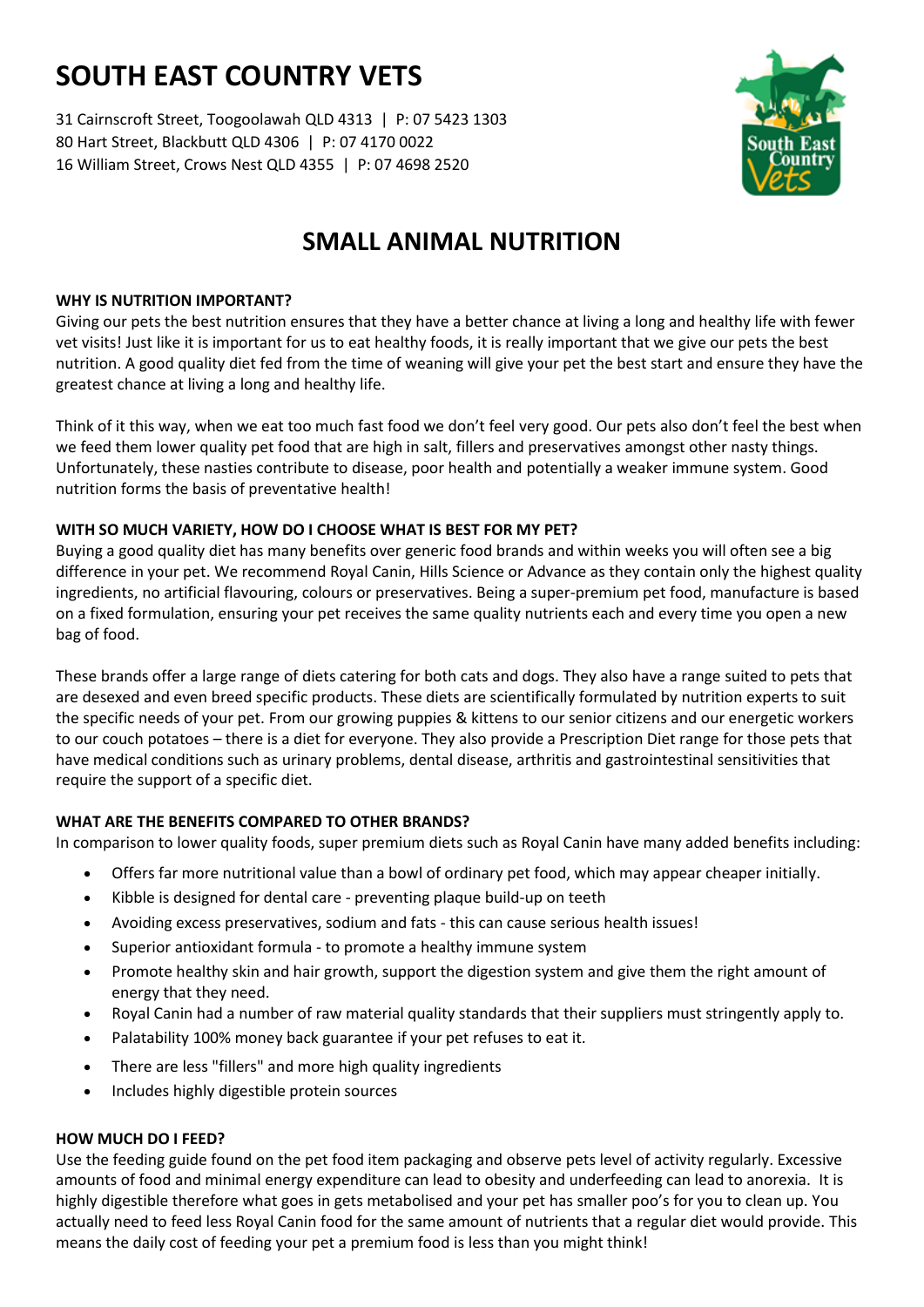# SOUTH EAST COUNTRY VETS

31 Cairnscroft Street, Toogoolawah QLD 4313 | P: 07 5423 1303
80 Hart Street, Blackbutt QLD 4306 | P: 07 4170 0022
16 William Street, Crows Nest QLD 4355 | P: 07 4698 2520

## SMALL ANIMAL NUTRITION

**WHY IS NUTRITION IMPORTANT?**

Giving our pets the best nutrition ensures that they have a better chance at living a long and healthy life with fewer vet visits! Just like it is important for us to eat healthy foods, it is really important that we give our pets the best nutrition. A good quality diet fed from the time of weaning will give your pet the best start and ensure they have the greatest chance at living a long and healthy life.

Think of it this way, when we eat too much fast food we don't feel very good. Our pets also don't feel the best when we feed them lower quality pet food that are high in salt, fillers and preservatives amongst other nasty things. Unfortunately, these nasties contribute to disease, poor health and potentially a weaker immune system. Good nutrition forms the basis of preventative health!

**WITH SO MUCH VARIETY, HOW DO I CHOOSE WHAT IS BEST FOR MY PET?**

Buying a good quality diet has many benefits over generic food brands and within weeks you will often see a big difference in your pet. We recommend Royal Canin, Hills Science or Advance as they contain only the highest quality ingredients, no artificial flavouring, colours or preservatives. Being a super-premium pet food, manufacture is based on a fixed formulation, ensuring your pet receives the same quality nutrients each and every time you open a new bag of food.

These brands offer a large range of diets catering for both cats and dogs. They also have a range suited to pets that are desexed and even breed specific products. These diets are scientifically formulated by nutrition experts to suit the specific needs of your pet. From our growing puppies & kittens to our senior citizens and our energetic workers to our couch potatoes – there is a diet for everyone. They also provide a Prescription Diet range for those pets that have medical conditions such as urinary problems, dental disease, arthritis and gastrointestinal sensitivities that require the support of a specific diet.

**WHAT ARE THE BENEFITS COMPARED TO OTHER BRANDS?**

In comparison to lower quality foods, super premium diets such as Royal Canin have many added benefits including:

- Offers far more nutritional value than a bowl of ordinary pet food, which may appear cheaper initially.
- Kibble is designed for dental care - preventing plaque build-up on teeth
- Avoiding excess preservatives, sodium and fats - this can cause serious health issues!
- Superior antioxidant formula - to promote a healthy immune system
- Promote healthy skin and hair growth, support the digestion system and give them the right amount of energy that they need.
- Royal Canin had a number of raw material quality standards that their suppliers must stringently apply to.
- Palatability 100% money back guarantee if your pet refuses to eat it.
- There are less "fillers" and more high quality ingredients
- Includes highly digestible protein sources

**HOW MUCH DO I FEED?**

Use the feeding guide found on the pet food item packaging and observe pets level of activity regularly. Excessive amounts of food and minimal energy expenditure can lead to obesity and underfeeding can lead to anorexia. It is highly digestible therefore what goes in gets metabolised and your pet has smaller poo's for you to clean up. You actually need to feed less Royal Canin food for the same amount of nutrients that a regular diet would provide. This means the daily cost of feeding your pet a premium food is less than you might think!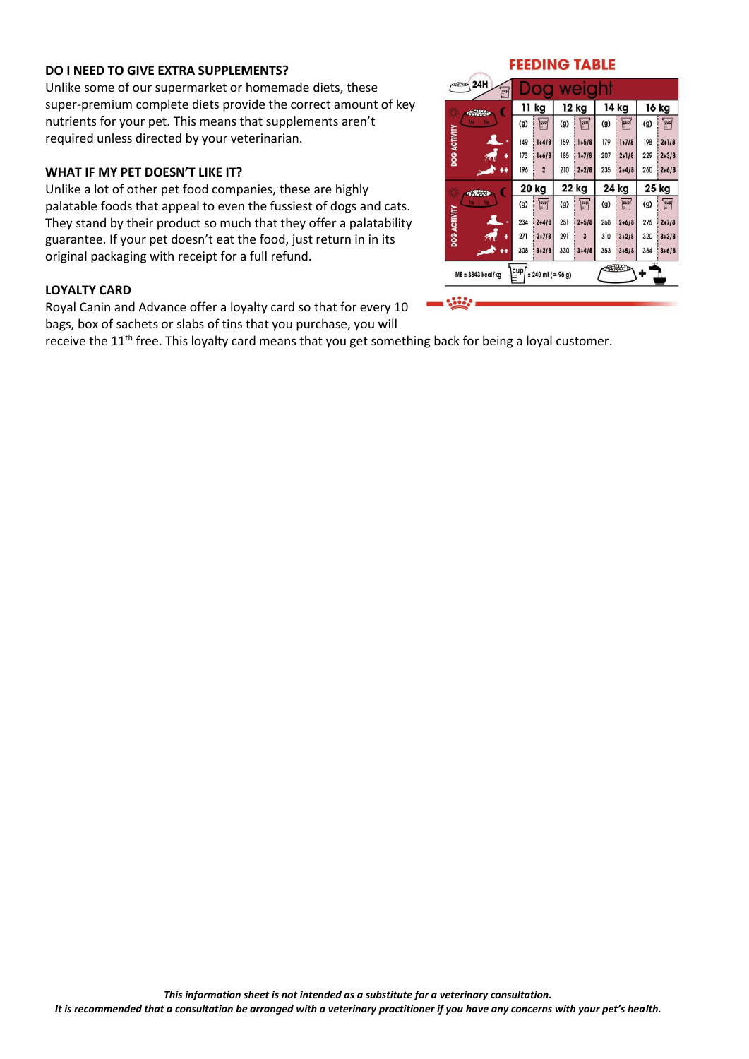**DO I NEED TO GIVE EXTRA SUPPLEMENTS?**

Unlike some of our supermarket or homemade diets, these super-premium complete diets provide the correct amount of key nutrients for your pet. This means that supplements aren't required unless directed by your veterinarian.

**WHAT IF MY PET DOESN'T LIKE IT?**

Unlike a lot of other pet food companies, these are highly palatable foods that appeal to even the fussiest of dogs and cats. They stand by their product so much that they offer a palatability guarantee. If your pet doesn't eat the food, just return in in its original packaging with receipt for a full refund.

**LOYALTY CARD**

Royal Canin and Advance offer a loyalty card so that for every 10 bags, box of sachets or slabs of tins that you purchase, you will receive the 11th free. This loyalty card means that you get something back for being a loyal customer.

**FEEDING TABLE**

24H — Dog weight

| DOG ACTIVITY | 11 kg (g) | 11 kg (cup) | 12 kg (g) | 12 kg (cup) | 14 kg (g) | 14 kg (cup) | 16 kg (g) | 16 kg (cup) |
|---|---|---|---|---|---|---|---|---|
| - | 149 | 1+4/8 | 159 | 1+5/8 | 179 | 1+7/8 | 198 | 2+1/8 |
| + | 173 | 1+6/8 | 185 | 1+7/8 | 207 | 2+1/8 | 229 | 2+3/8 |
| ++ | 196 | 2 | 210 | 2+2/8 | 235 | 2+4/8 | 260 | 2+6/8 |

| DOG ACTIVITY | 20 kg (g) | 20 kg (cup) | 22 kg (g) | 22 kg (cup) | 24 kg (g) | 24 kg (cup) | 25 kg (g) | 25 kg (cup) |
|---|---|---|---|---|---|---|---|---|
| - | 234 | 2+4/8 | 251 | 2+5/8 | 268 | 2+6/8 | 276 | 2+7/8 |
| + | 271 | 2+7/8 | 291 | 3 | 310 | 3+2/8 | 320 | 3+3/8 |
| ++ | 308 | 3+2/8 | 330 | 3+4/8 | 353 | 3+5/8 | 364 | 3+6/8 |

ME = 3843 kcal/kg — cup = 240 ml (= 96 g)

***This information sheet is not intended as a substitute for a veterinary consultation.***
***It is recommended that a consultation be arranged with a veterinary practitioner if you have any concerns with your pet's health.***